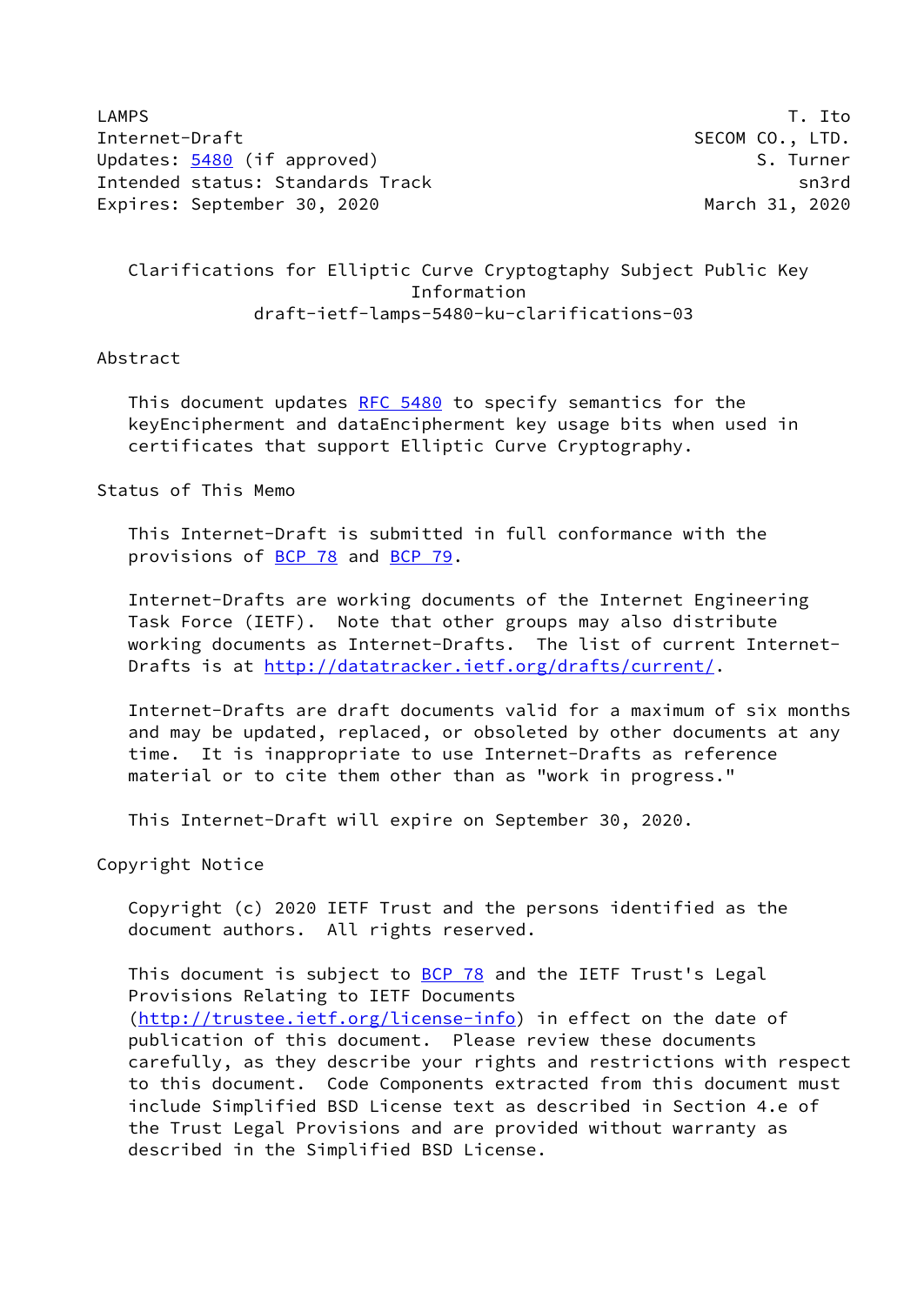LAMPS                                                             T. Ito
Internet-Draft                                           SECOM CO., LTD.
Updates: 5480 (if approved)                                    S. Turner
Intended status: Standards Track                                   sn3rd
Expires: September 30, 2020                               March 31, 2020

# Clarifications for Elliptic Curve Cryptogtaphy Subject Public Key Information

draft-ietf-lamps-5480-ku-clarifications-03

## Abstract

This document updates RFC 5480 to specify semantics for the keyEncipherment and dataEncipherment key usage bits when used in certificates that support Elliptic Curve Cryptography.

## Status of This Memo

This Internet-Draft is submitted in full conformance with the provisions of BCP 78 and BCP 79.

Internet-Drafts are working documents of the Internet Engineering Task Force (IETF). Note that other groups may also distribute working documents as Internet-Drafts. The list of current Internet-Drafts is at http://datatracker.ietf.org/drafts/current/.

Internet-Drafts are draft documents valid for a maximum of six months and may be updated, replaced, or obsoleted by other documents at any time. It is inappropriate to use Internet-Drafts as reference material or to cite them other than as "work in progress."

This Internet-Draft will expire on September 30, 2020.

## Copyright Notice

Copyright (c) 2020 IETF Trust and the persons identified as the document authors. All rights reserved.

This document is subject to BCP 78 and the IETF Trust's Legal Provisions Relating to IETF Documents (http://trustee.ietf.org/license-info) in effect on the date of publication of this document. Please review these documents carefully, as they describe your rights and restrictions with respect to this document. Code Components extracted from this document must include Simplified BSD License text as described in Section 4.e of the Trust Legal Provisions and are provided without warranty as described in the Simplified BSD License.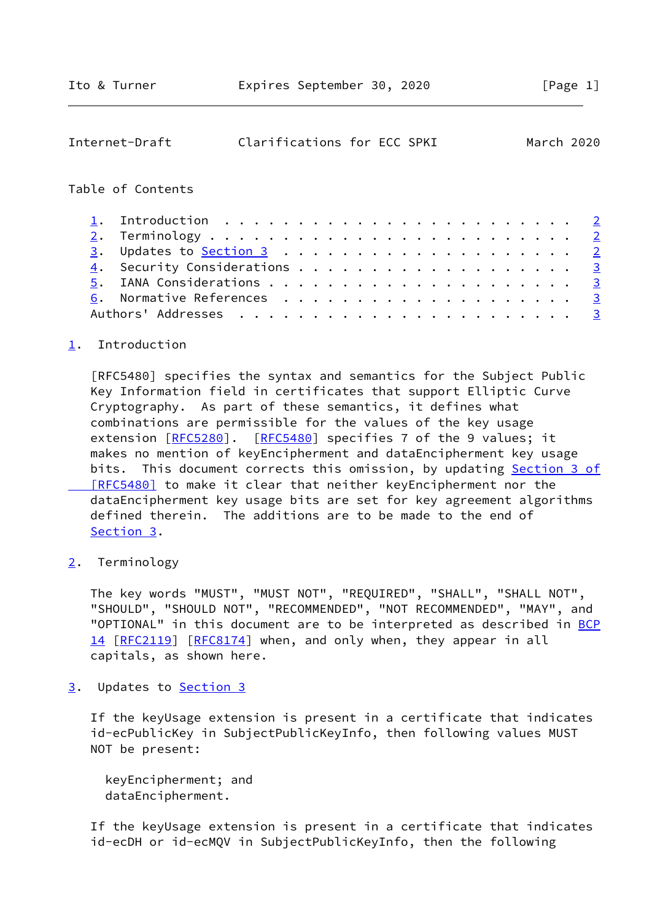Table of Contents

1. Introduction . . . . . . . . . . . . . . . . . . . . . . . . 2
2. Terminology . . . . . . . . . . . . . . . . . . . . . . . . 2
3. Updates to Section 3 . . . . . . . . . . . . . . . . . . . . 2
4. Security Considerations . . . . . . . . . . . . . . . . . . 3
5. IANA Considerations . . . . . . . . . . . . . . . . . . . . 3
6. Normative References . . . . . . . . . . . . . . . . . . . . 3
Authors' Addresses . . . . . . . . . . . . . . . . . . . . . . 3

## 1. Introduction

[RFC5480] specifies the syntax and semantics for the Subject Public Key Information field in certificates that support Elliptic Curve Cryptography. As part of these semantics, it defines what combinations are permissible for the values of the key usage extension [RFC5280]. [RFC5480] specifies 7 of the 9 values; it makes no mention of keyEncipherment and dataEncipherment key usage bits. This document corrects this omission, by updating Section 3 of [RFC5480] to make it clear that neither keyEncipherment nor the dataEncipherment key usage bits are set for key agreement algorithms defined therein. The additions are to be made to the end of Section 3.

## 2. Terminology

The key words "MUST", "MUST NOT", "REQUIRED", "SHALL", "SHALL NOT", "SHOULD", "SHOULD NOT", "RECOMMENDED", "NOT RECOMMENDED", "MAY", and "OPTIONAL" in this document are to be interpreted as described in BCP 14 [RFC2119] [RFC8174] when, and only when, they appear in all capitals, as shown here.

## 3. Updates to Section 3

If the keyUsage extension is present in a certificate that indicates id-ecPublicKey in SubjectPublicKeyInfo, then following values MUST NOT be present:

keyEncipherment; and
dataEncipherment.

If the keyUsage extension is present in a certificate that indicates id-ecDH or id-ecMQV in SubjectPublicKeyInfo, then the following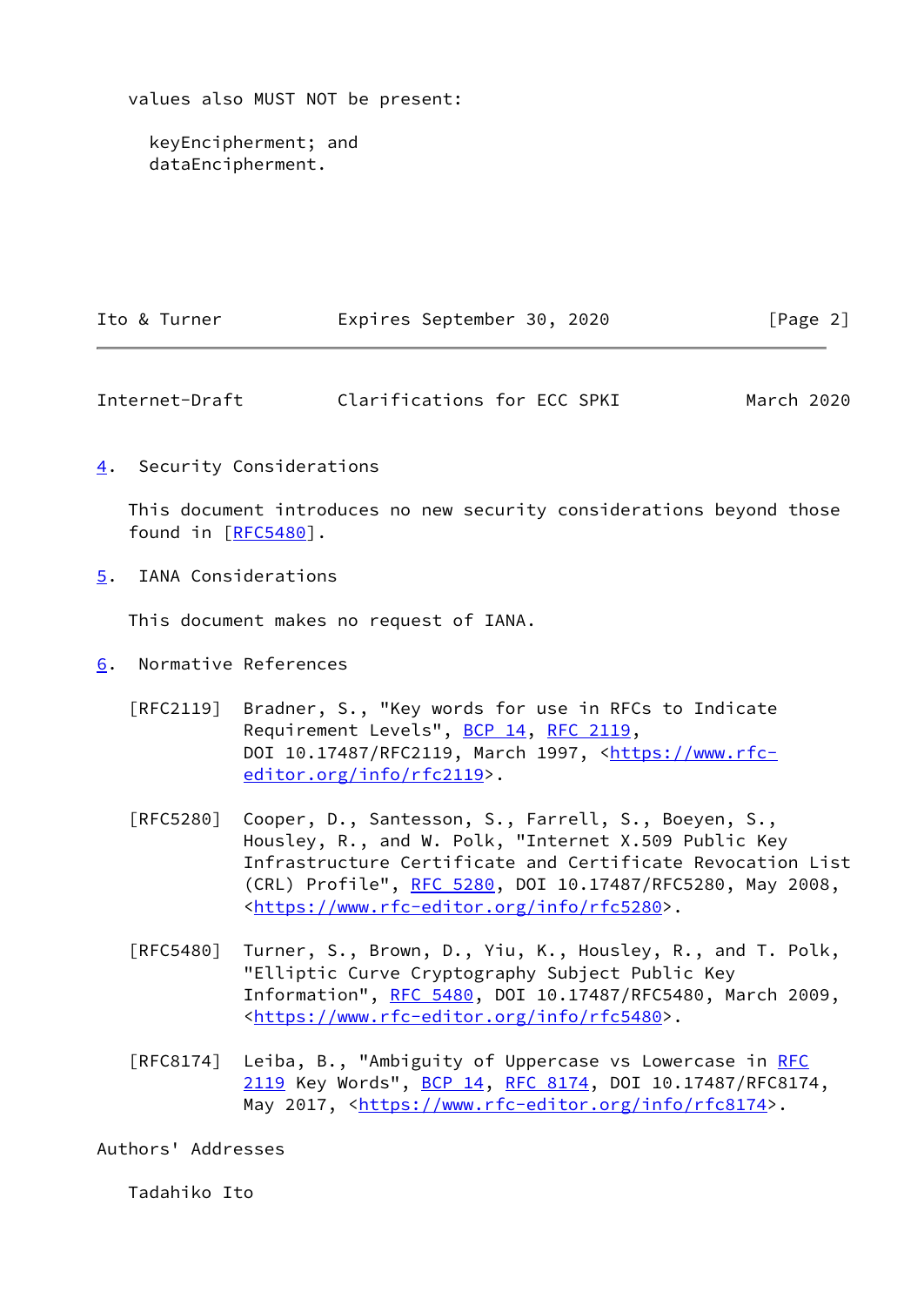values also MUST NOT be present:

keyEncipherment; and
dataEncipherment.

## 4. Security Considerations

This document introduces no new security considerations beyond those found in [RFC5480].

## 5. IANA Considerations

This document makes no request of IANA.

## 6. Normative References

[RFC2119] Bradner, S., "Key words for use in RFCs to Indicate Requirement Levels", BCP 14, RFC 2119, DOI 10.17487/RFC2119, March 1997, <https://www.rfc-editor.org/info/rfc2119>.

[RFC5280] Cooper, D., Santesson, S., Farrell, S., Boeyen, S., Housley, R., and W. Polk, "Internet X.509 Public Key Infrastructure Certificate and Certificate Revocation List (CRL) Profile", RFC 5280, DOI 10.17487/RFC5280, May 2008, <https://www.rfc-editor.org/info/rfc5280>.

[RFC5480] Turner, S., Brown, D., Yiu, K., Housley, R., and T. Polk, "Elliptic Curve Cryptography Subject Public Key Information", RFC 5480, DOI 10.17487/RFC5480, March 2009, <https://www.rfc-editor.org/info/rfc5480>.

[RFC8174] Leiba, B., "Ambiguity of Uppercase vs Lowercase in RFC 2119 Key Words", BCP 14, RFC 8174, DOI 10.17487/RFC8174, May 2017, <https://www.rfc-editor.org/info/rfc8174>.

## Authors' Addresses

Tadahiko Ito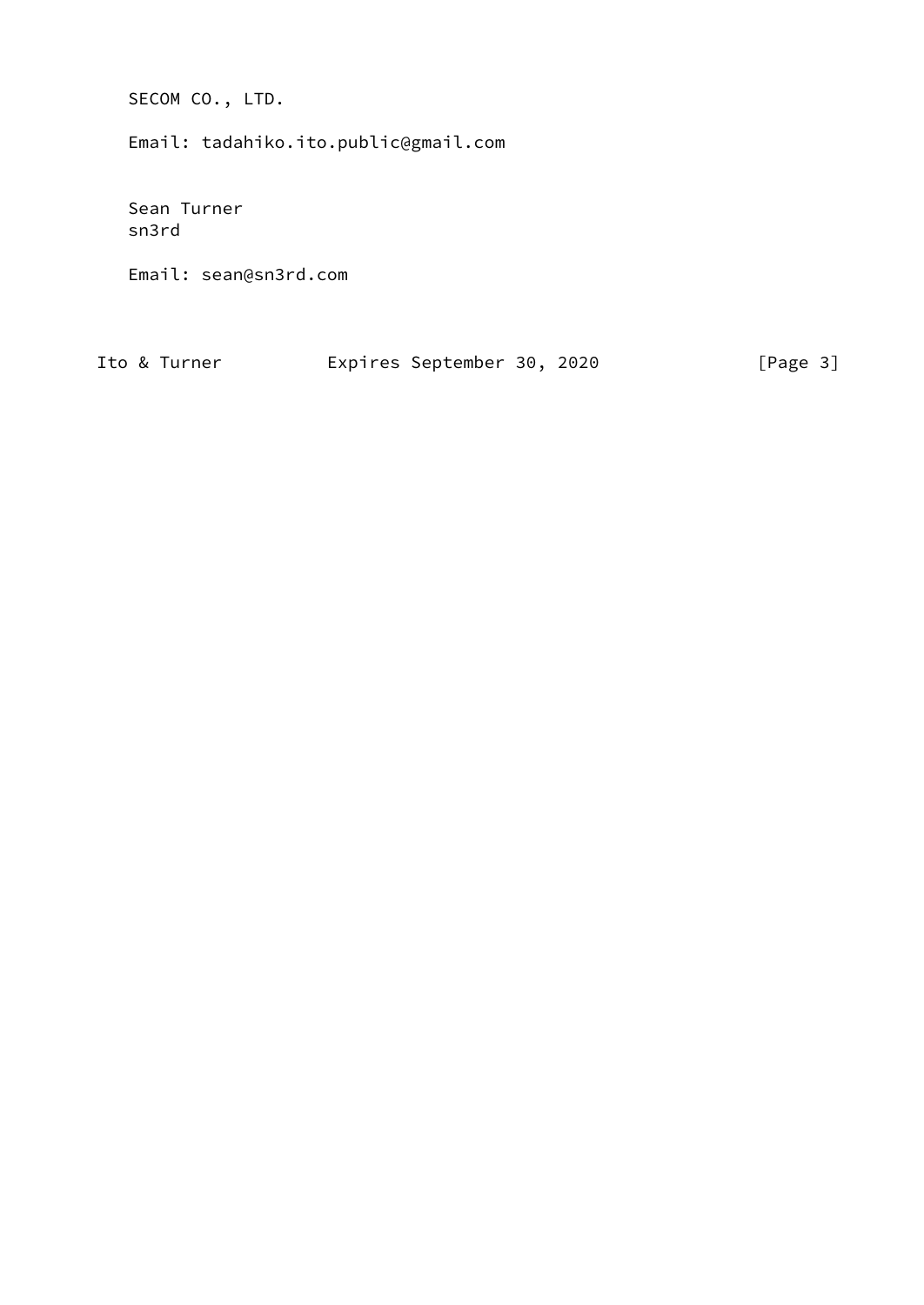SECOM CO., LTD.

Email: tadahiko.ito.public@gmail.com

Sean Turner
sn3rd

Email: sean@sn3rd.com